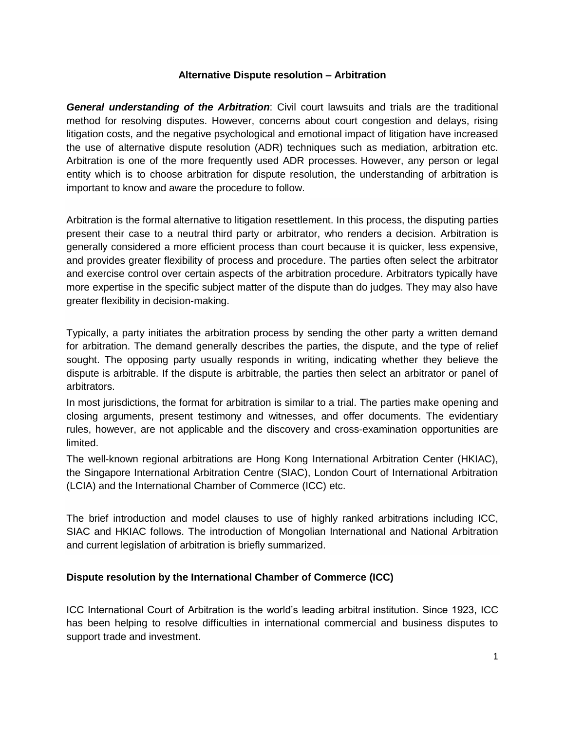# Alternative Dispute resolution – Arbitration

***General understanding of the Arbitration***: Civil court lawsuits and trials are the traditional method for resolving disputes. However, concerns about court congestion and delays, rising litigation costs, and the negative psychological and emotional impact of litigation have increased the use of alternative dispute resolution (ADR) techniques such as mediation, arbitration etc. Arbitration is one of the more frequently used ADR processes. However, any person or legal entity which is to choose arbitration for dispute resolution, the understanding of arbitration is important to know and aware the procedure to follow.

Arbitration is the formal alternative to litigation resettlement. In this process, the disputing parties present their case to a neutral third party or arbitrator, who renders a decision. Arbitration is generally considered a more efficient process than court because it is quicker, less expensive, and provides greater flexibility of process and procedure. The parties often select the arbitrator and exercise control over certain aspects of the arbitration procedure. Arbitrators typically have more expertise in the specific subject matter of the dispute than do judges. They may also have greater flexibility in decision-making.

Typically, a party initiates the arbitration process by sending the other party a written demand for arbitration. The demand generally describes the parties, the dispute, and the type of relief sought. The opposing party usually responds in writing, indicating whether they believe the dispute is arbitrable. If the dispute is arbitrable, the parties then select an arbitrator or panel of arbitrators.

In most jurisdictions, the format for arbitration is similar to a trial. The parties make opening and closing arguments, present testimony and witnesses, and offer documents. The evidentiary rules, however, are not applicable and the discovery and cross-examination opportunities are limited.

The well-known regional arbitrations are Hong Kong International Arbitration Center (HKIAC), the Singapore International Arbitration Centre (SIAC), London Court of International Arbitration (LCIA) and the International Chamber of Commerce (ICC) etc.

The brief introduction and model clauses to use of highly ranked arbitrations including ICC, SIAC and HKIAC follows. The introduction of Mongolian International and National Arbitration and current legislation of arbitration is briefly summarized.

## Dispute resolution by the International Chamber of Commerce (ICC)

ICC International Court of Arbitration is the world's leading arbitral institution. Since 1923, ICC has been helping to resolve difficulties in international commercial and business disputes to support trade and investment.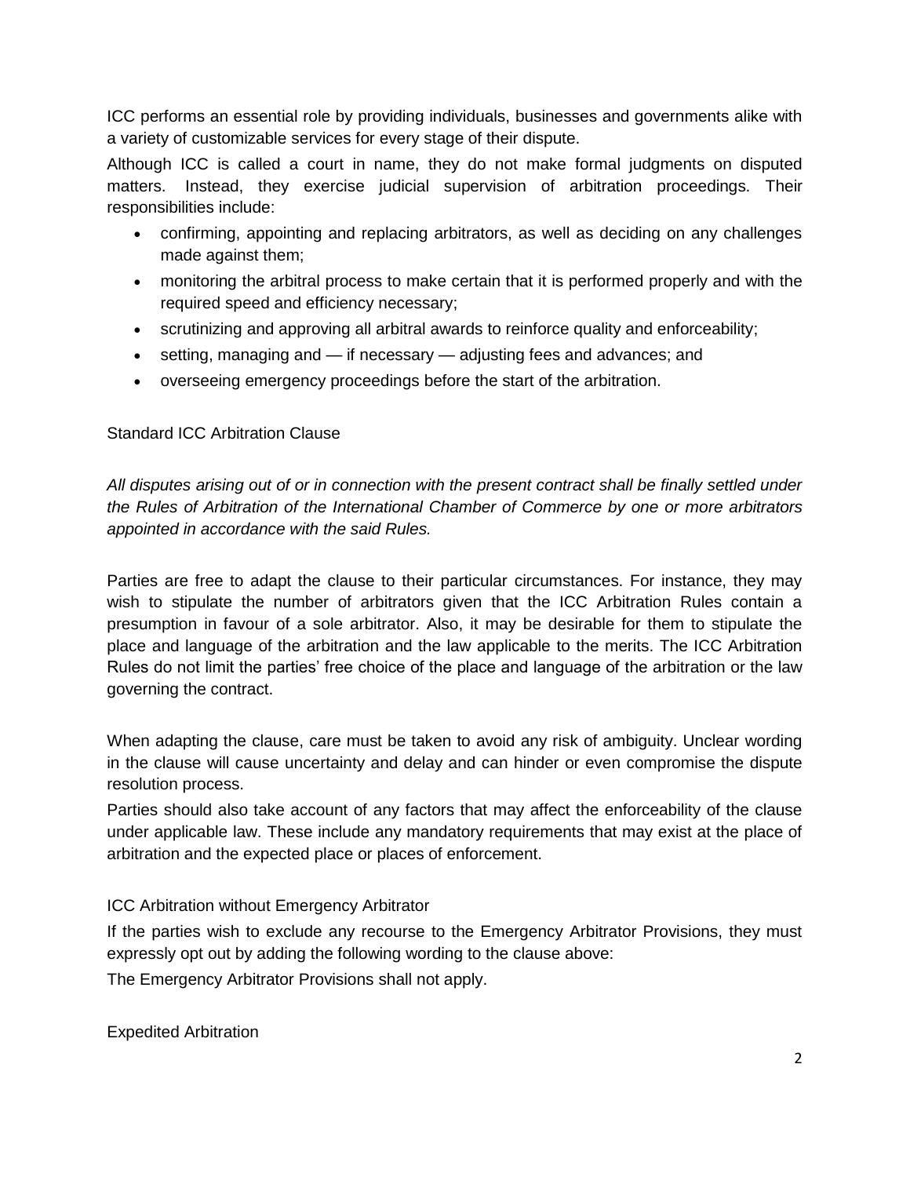ICC performs an essential role by providing individuals, businesses and governments alike with a variety of customizable services for every stage of their dispute.

Although ICC is called a court in name, they do not make formal judgments on disputed matters. Instead, they exercise judicial supervision of arbitration proceedings. Their responsibilities include:

- confirming, appointing and replacing arbitrators, as well as deciding on any challenges made against them;
- monitoring the arbitral process to make certain that it is performed properly and with the required speed and efficiency necessary;
- scrutinizing and approving all arbitral awards to reinforce quality and enforceability;
- setting, managing and — if necessary — adjusting fees and advances; and
- overseeing emergency proceedings before the start of the arbitration.

## Standard ICC Arbitration Clause

*All disputes arising out of or in connection with the present contract shall be finally settled under the Rules of Arbitration of the International Chamber of Commerce by one or more arbitrators appointed in accordance with the said Rules.*

Parties are free to adapt the clause to their particular circumstances. For instance, they may wish to stipulate the number of arbitrators given that the ICC Arbitration Rules contain a presumption in favour of a sole arbitrator. Also, it may be desirable for them to stipulate the place and language of the arbitration and the law applicable to the merits. The ICC Arbitration Rules do not limit the parties' free choice of the place and language of the arbitration or the law governing the contract.

When adapting the clause, care must be taken to avoid any risk of ambiguity. Unclear wording in the clause will cause uncertainty and delay and can hinder or even compromise the dispute resolution process.

Parties should also take account of any factors that may affect the enforceability of the clause under applicable law. These include any mandatory requirements that may exist at the place of arbitration and the expected place or places of enforcement.

## ICC Arbitration without Emergency Arbitrator

If the parties wish to exclude any recourse to the Emergency Arbitrator Provisions, they must expressly opt out by adding the following wording to the clause above:

The Emergency Arbitrator Provisions shall not apply.

## Expedited Arbitration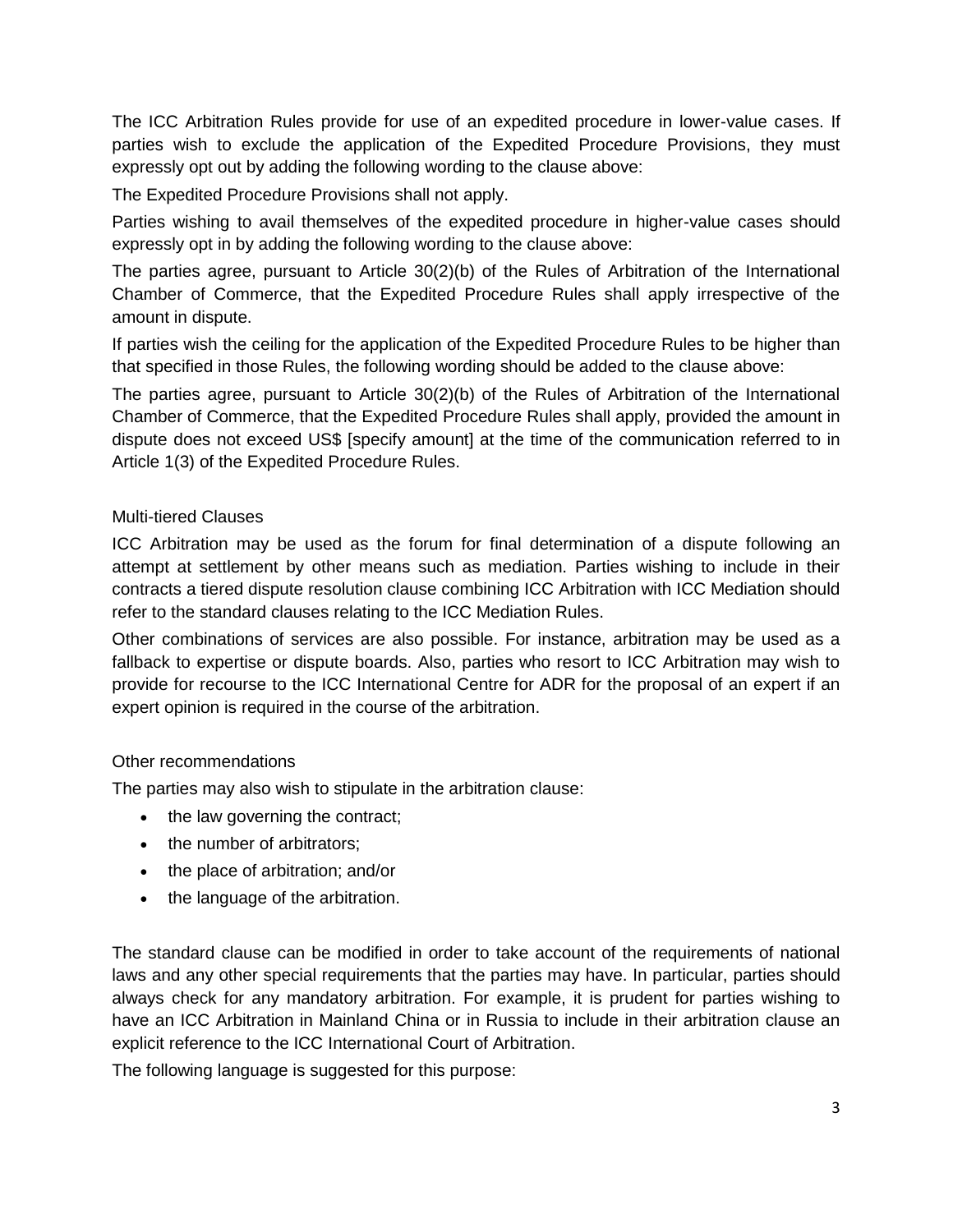The ICC Arbitration Rules provide for use of an expedited procedure in lower-value cases. If parties wish to exclude the application of the Expedited Procedure Provisions, they must expressly opt out by adding the following wording to the clause above:

The Expedited Procedure Provisions shall not apply.

Parties wishing to avail themselves of the expedited procedure in higher-value cases should expressly opt in by adding the following wording to the clause above:

The parties agree, pursuant to Article 30(2)(b) of the Rules of Arbitration of the International Chamber of Commerce, that the Expedited Procedure Rules shall apply irrespective of the amount in dispute.

If parties wish the ceiling for the application of the Expedited Procedure Rules to be higher than that specified in those Rules, the following wording should be added to the clause above:

The parties agree, pursuant to Article 30(2)(b) of the Rules of Arbitration of the International Chamber of Commerce, that the Expedited Procedure Rules shall apply, provided the amount in dispute does not exceed US$ [specify amount] at the time of the communication referred to in Article 1(3) of the Expedited Procedure Rules.

## Multi-tiered Clauses

ICC Arbitration may be used as the forum for final determination of a dispute following an attempt at settlement by other means such as mediation. Parties wishing to include in their contracts a tiered dispute resolution clause combining ICC Arbitration with ICC Mediation should refer to the standard clauses relating to the ICC Mediation Rules.

Other combinations of services are also possible. For instance, arbitration may be used as a fallback to expertise or dispute boards. Also, parties who resort to ICC Arbitration may wish to provide for recourse to the ICC International Centre for ADR for the proposal of an expert if an expert opinion is required in the course of the arbitration.

## Other recommendations

The parties may also wish to stipulate in the arbitration clause:

- the law governing the contract;
- the number of arbitrators;
- the place of arbitration; and/or
- the language of the arbitration.

The standard clause can be modified in order to take account of the requirements of national laws and any other special requirements that the parties may have. In particular, parties should always check for any mandatory arbitration. For example, it is prudent for parties wishing to have an ICC Arbitration in Mainland China or in Russia to include in their arbitration clause an explicit reference to the ICC International Court of Arbitration.

The following language is suggested for this purpose: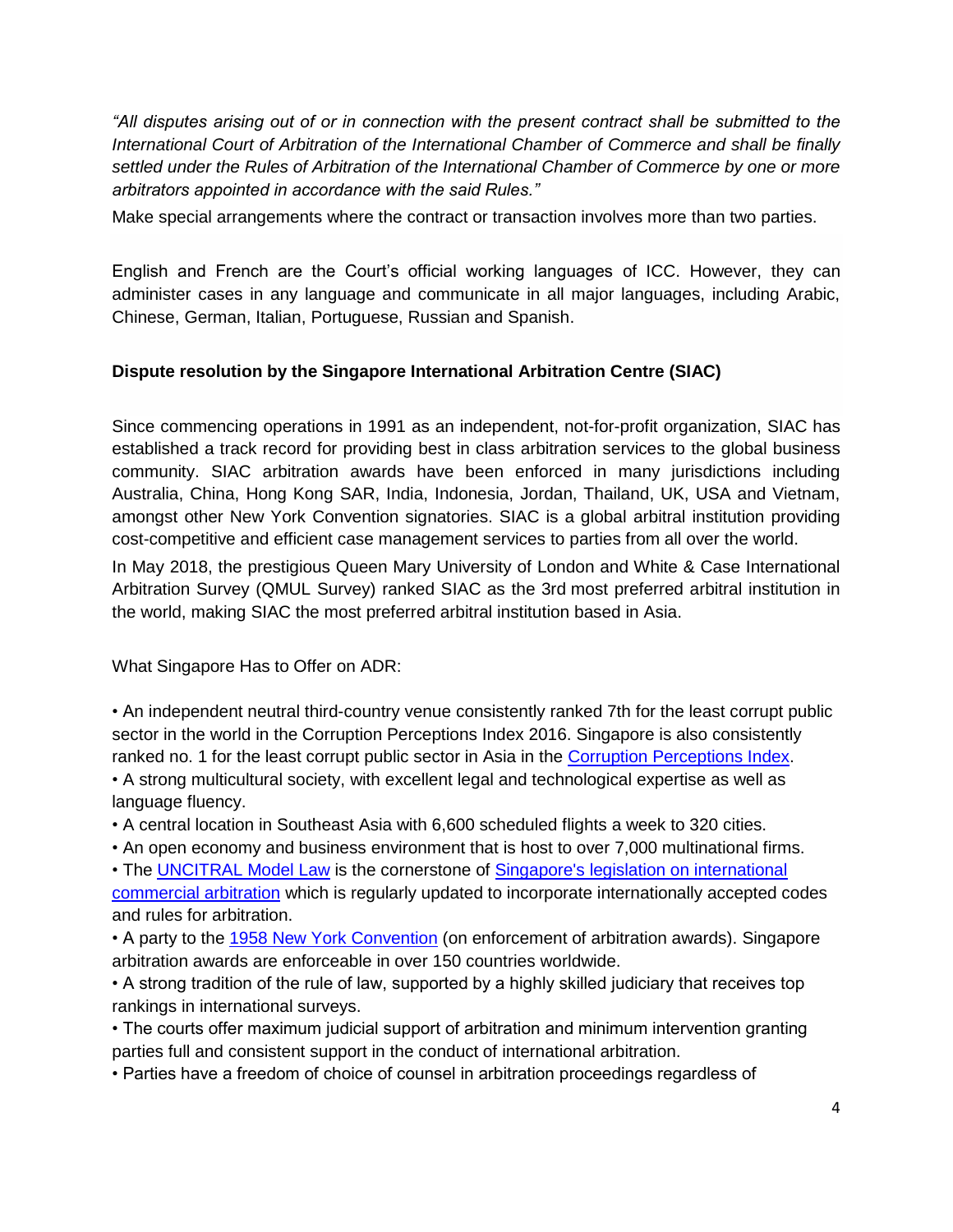*"All disputes arising out of or in connection with the present contract shall be submitted to the International Court of Arbitration of the International Chamber of Commerce and shall be finally settled under the Rules of Arbitration of the International Chamber of Commerce by one or more arbitrators appointed in accordance with the said Rules."*

Make special arrangements where the contract or transaction involves more than two parties.

English and French are the Court's official working languages of ICC. However, they can administer cases in any language and communicate in all major languages, including Arabic, Chinese, German, Italian, Portuguese, Russian and Spanish.

**Dispute resolution by the Singapore International Arbitration Centre (SIAC)**

Since commencing operations in 1991 as an independent, not-for-profit organization, SIAC has established a track record for providing best in class arbitration services to the global business community. SIAC arbitration awards have been enforced in many jurisdictions including Australia, China, Hong Kong SAR, India, Indonesia, Jordan, Thailand, UK, USA and Vietnam, amongst other New York Convention signatories. SIAC is a global arbitral institution providing cost-competitive and efficient case management services to parties from all over the world.

In May 2018, the prestigious Queen Mary University of London and White & Case International Arbitration Survey (QMUL Survey) ranked SIAC as the 3rd most preferred arbitral institution in the world, making SIAC the most preferred arbitral institution based in Asia.

What Singapore Has to Offer on ADR:

- An independent neutral third-country venue consistently ranked 7th for the least corrupt public sector in the world in the Corruption Perceptions Index 2016. Singapore is also consistently ranked no. 1 for the least corrupt public sector in Asia in the Corruption Perceptions Index.
- A strong multicultural society, with excellent legal and technological expertise as well as language fluency.
- A central location in Southeast Asia with 6,600 scheduled flights a week to 320 cities.
- An open economy and business environment that is host to over 7,000 multinational firms.
- The UNCITRAL Model Law is the cornerstone of Singapore's legislation on international commercial arbitration which is regularly updated to incorporate internationally accepted codes and rules for arbitration.
- A party to the 1958 New York Convention (on enforcement of arbitration awards). Singapore arbitration awards are enforceable in over 150 countries worldwide.
- A strong tradition of the rule of law, supported by a highly skilled judiciary that receives top rankings in international surveys.
- The courts offer maximum judicial support of arbitration and minimum intervention granting parties full and consistent support in the conduct of international arbitration.
- Parties have a freedom of choice of counsel in arbitration proceedings regardless of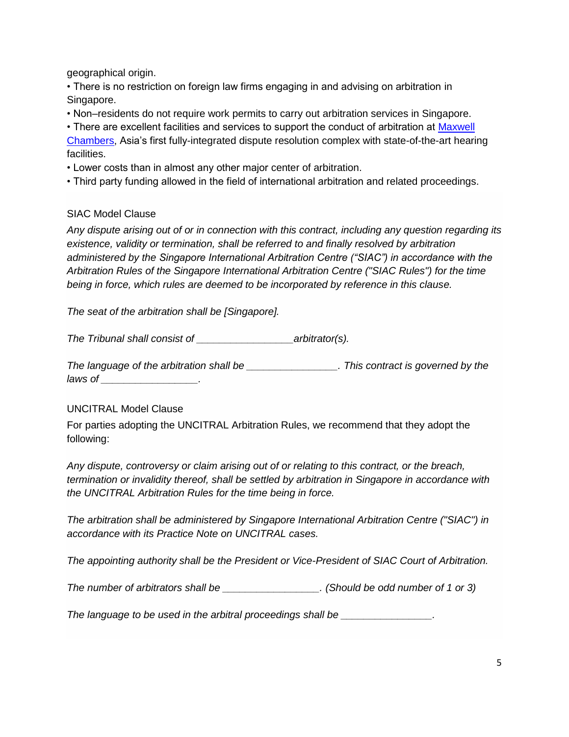geographical origin.

- There is no restriction on foreign law firms engaging in and advising on arbitration in Singapore.
- Non–residents do not require work permits to carry out arbitration services in Singapore.
- There are excellent facilities and services to support the conduct of arbitration at Maxwell Chambers, Asia's first fully-integrated dispute resolution complex with state-of-the-art hearing facilities.
- Lower costs than in almost any other major center of arbitration.
- Third party funding allowed in the field of international arbitration and related proceedings.

SIAC Model Clause

*Any dispute arising out of or in connection with this contract, including any question regarding its existence, validity or termination, shall be referred to and finally resolved by arbitration administered by the Singapore International Arbitration Centre ("SIAC") in accordance with the Arbitration Rules of the Singapore International Arbitration Centre ("SIAC Rules") for the time being in force, which rules are deemed to be incorporated by reference in this clause.*

*The seat of the arbitration shall be [Singapore].*

*The Tribunal shall consist of _________________arbitrator(s).*

*The language of the arbitration shall be ________________. This contract is governed by the laws of _________________.*

UNCITRAL Model Clause

For parties adopting the UNCITRAL Arbitration Rules, we recommend that they adopt the following:

*Any dispute, controversy or claim arising out of or relating to this contract, or the breach, termination or invalidity thereof, shall be settled by arbitration in Singapore in accordance with the UNCITRAL Arbitration Rules for the time being in force.*

*The arbitration shall be administered by Singapore International Arbitration Centre ("SIAC") in accordance with its Practice Note on UNCITRAL cases.*

*The appointing authority shall be the President or Vice-President of SIAC Court of Arbitration.*

*The number of arbitrators shall be _________________. (Should be odd number of 1 or 3)*

*The language to be used in the arbitral proceedings shall be ________________.*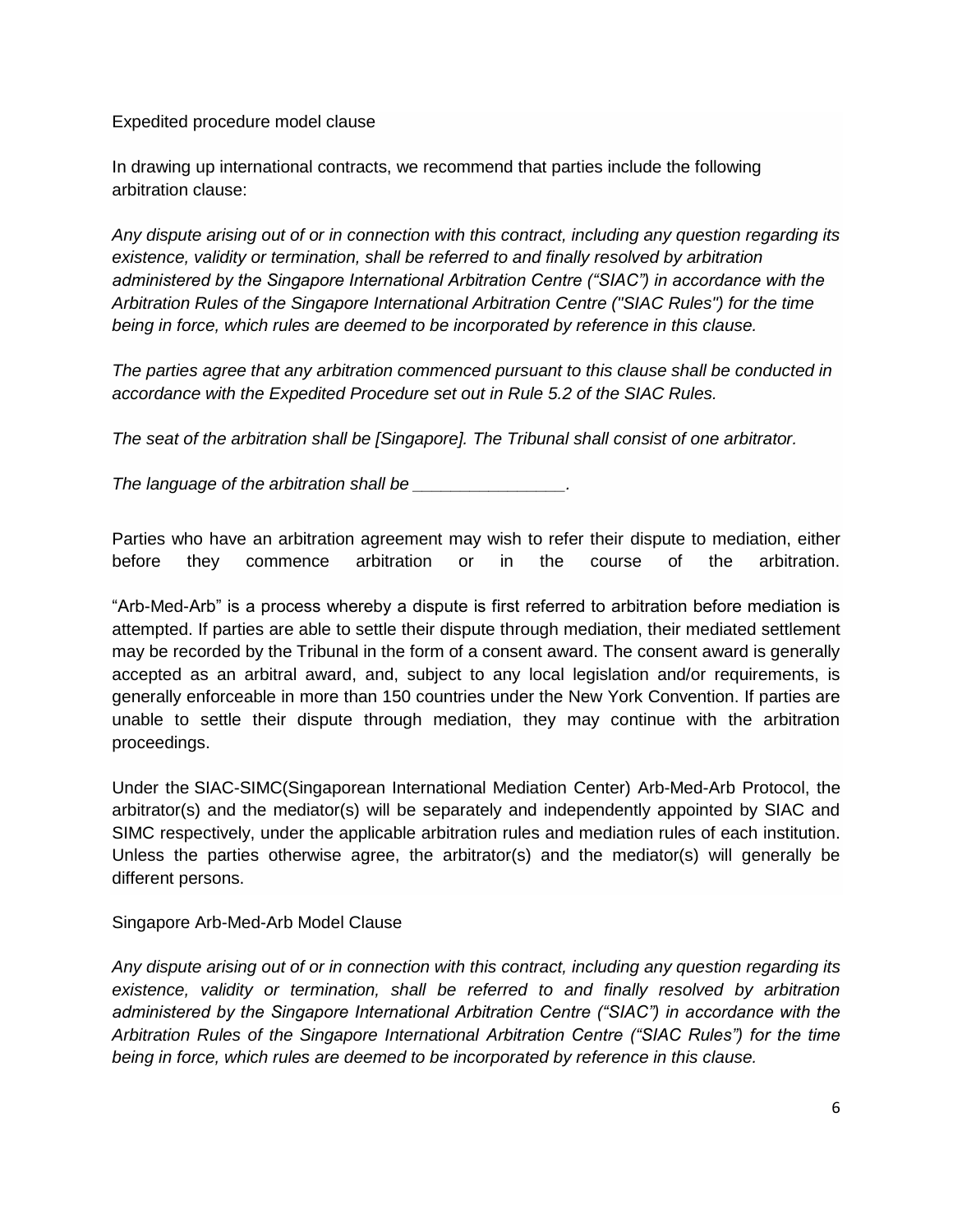Expedited procedure model clause

In drawing up international contracts, we recommend that parties include the following arbitration clause:

*Any dispute arising out of or in connection with this contract, including any question regarding its existence, validity or termination, shall be referred to and finally resolved by arbitration administered by the Singapore International Arbitration Centre ("SIAC") in accordance with the Arbitration Rules of the Singapore International Arbitration Centre ("SIAC Rules") for the time being in force, which rules are deemed to be incorporated by reference in this clause.*

*The parties agree that any arbitration commenced pursuant to this clause shall be conducted in accordance with the Expedited Procedure set out in Rule 5.2 of the SIAC Rules.*

*The seat of the arbitration shall be [Singapore]. The Tribunal shall consist of one arbitrator.*

*The language of the arbitration shall be ________________.*

Parties who have an arbitration agreement may wish to refer their dispute to mediation, either before they commence arbitration or in the course of the arbitration.

"Arb-Med-Arb" is a process whereby a dispute is first referred to arbitration before mediation is attempted. If parties are able to settle their dispute through mediation, their mediated settlement may be recorded by the Tribunal in the form of a consent award. The consent award is generally accepted as an arbitral award, and, subject to any local legislation and/or requirements, is generally enforceable in more than 150 countries under the New York Convention. If parties are unable to settle their dispute through mediation, they may continue with the arbitration proceedings.

Under the SIAC-SIMC(Singaporean International Mediation Center) Arb-Med-Arb Protocol, the arbitrator(s) and the mediator(s) will be separately and independently appointed by SIAC and SIMC respectively, under the applicable arbitration rules and mediation rules of each institution. Unless the parties otherwise agree, the arbitrator(s) and the mediator(s) will generally be different persons.

Singapore Arb-Med-Arb Model Clause

*Any dispute arising out of or in connection with this contract, including any question regarding its existence, validity or termination, shall be referred to and finally resolved by arbitration administered by the Singapore International Arbitration Centre ("SIAC") in accordance with the Arbitration Rules of the Singapore International Arbitration Centre ("SIAC Rules") for the time being in force, which rules are deemed to be incorporated by reference in this clause.*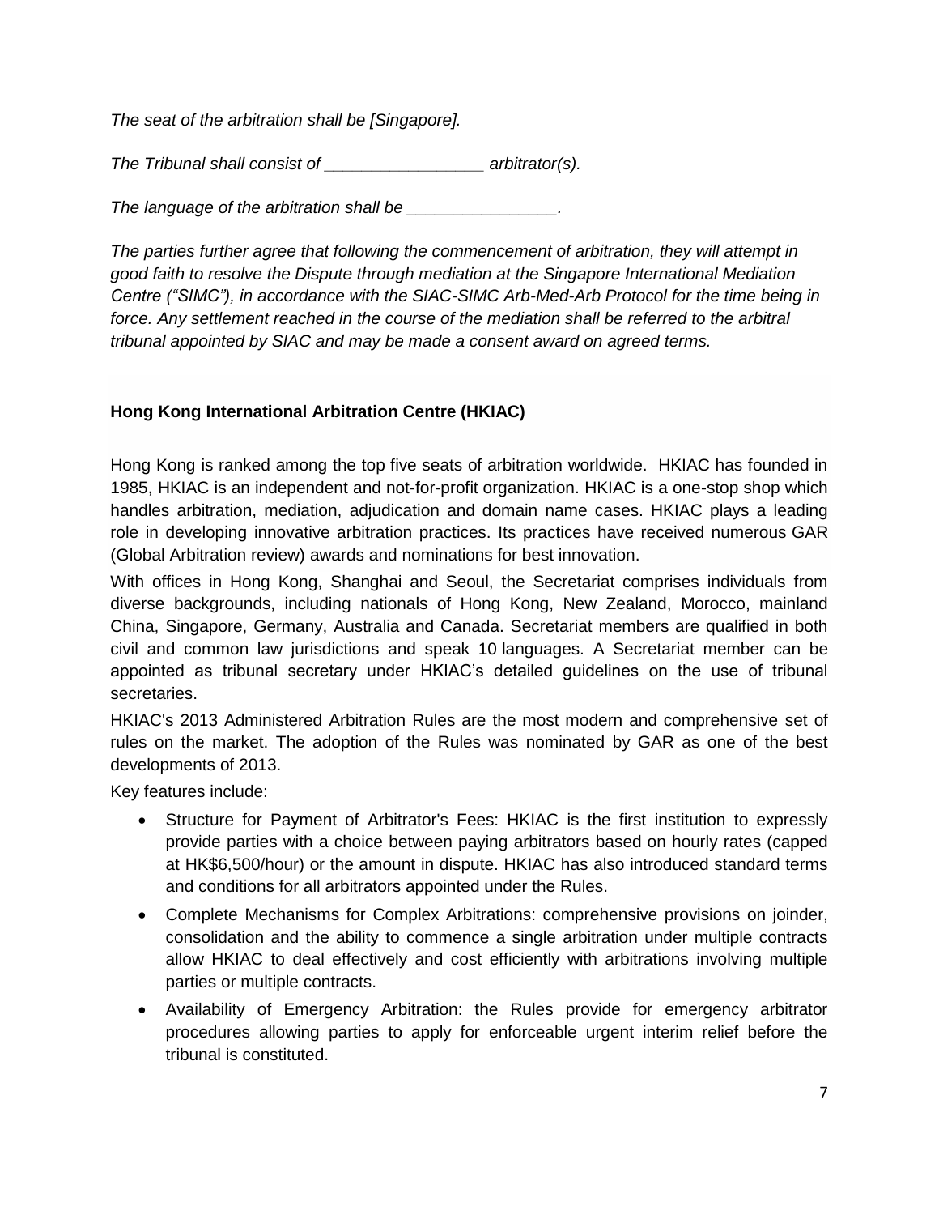*The seat of the arbitration shall be [Singapore].*

*The Tribunal shall consist of _________________ arbitrator(s).*

*The language of the arbitration shall be ________________.*

*The parties further agree that following the commencement of arbitration, they will attempt in good faith to resolve the Dispute through mediation at the Singapore International Mediation Centre ("SIMC"), in accordance with the SIAC-SIMC Arb-Med-Arb Protocol for the time being in force. Any settlement reached in the course of the mediation shall be referred to the arbitral tribunal appointed by SIAC and may be made a consent award on agreed terms.*

**Hong Kong International Arbitration Centre (HKIAC)**

Hong Kong is ranked among the top five seats of arbitration worldwide. HKIAC has founded in 1985, HKIAC is an independent and not-for-profit organization. HKIAC is a one-stop shop which handles arbitration, mediation, adjudication and domain name cases. HKIAC plays a leading role in developing innovative arbitration practices. Its practices have received numerous GAR (Global Arbitration review) awards and nominations for best innovation.

With offices in Hong Kong, Shanghai and Seoul, the Secretariat comprises individuals from diverse backgrounds, including nationals of Hong Kong, New Zealand, Morocco, mainland China, Singapore, Germany, Australia and Canada. Secretariat members are qualified in both civil and common law jurisdictions and speak 10 languages. A Secretariat member can be appointed as tribunal secretary under HKIAC's detailed guidelines on the use of tribunal secretaries.

HKIAC's 2013 Administered Arbitration Rules are the most modern and comprehensive set of rules on the market. The adoption of the Rules was nominated by GAR as one of the best developments of 2013.

Key features include:

- Structure for Payment of Arbitrator's Fees: HKIAC is the first institution to expressly provide parties with a choice between paying arbitrators based on hourly rates (capped at HK$6,500/hour) or the amount in dispute. HKIAC has also introduced standard terms and conditions for all arbitrators appointed under the Rules.
- Complete Mechanisms for Complex Arbitrations: comprehensive provisions on joinder, consolidation and the ability to commence a single arbitration under multiple contracts allow HKIAC to deal effectively and cost efficiently with arbitrations involving multiple parties or multiple contracts.
- Availability of Emergency Arbitration: the Rules provide for emergency arbitrator procedures allowing parties to apply for enforceable urgent interim relief before the tribunal is constituted.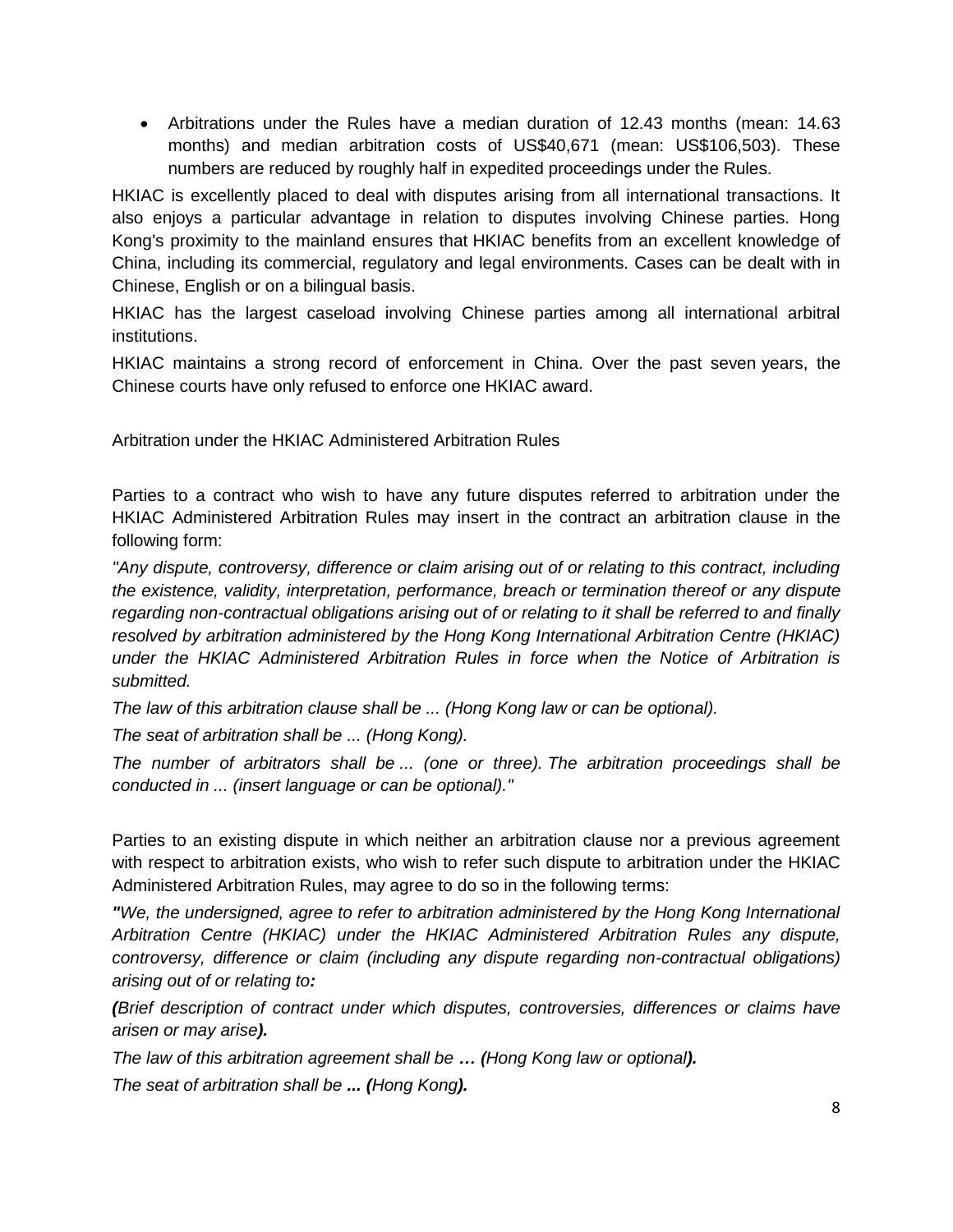- Arbitrations under the Rules have a median duration of 12.43 months (mean: 14.63 months) and median arbitration costs of US$40,671 (mean: US$106,503). These numbers are reduced by roughly half in expedited proceedings under the Rules.

HKIAC is excellently placed to deal with disputes arising from all international transactions. It also enjoys a particular advantage in relation to disputes involving Chinese parties. Hong Kong's proximity to the mainland ensures that HKIAC benefits from an excellent knowledge of China, including its commercial, regulatory and legal environments. Cases can be dealt with in Chinese, English or on a bilingual basis.

HKIAC has the largest caseload involving Chinese parties among all international arbitral institutions.

HKIAC maintains a strong record of enforcement in China. Over the past seven years, the Chinese courts have only refused to enforce one HKIAC award.

Arbitration under the HKIAC Administered Arbitration Rules

Parties to a contract who wish to have any future disputes referred to arbitration under the HKIAC Administered Arbitration Rules may insert in the contract an arbitration clause in the following form:

*"Any dispute, controversy, difference or claim arising out of or relating to this contract, including the existence, validity, interpretation, performance, breach or termination thereof or any dispute regarding non-contractual obligations arising out of or relating to it shall be referred to and finally resolved by arbitration administered by the Hong Kong International Arbitration Centre (HKIAC) under the HKIAC Administered Arbitration Rules in force when the Notice of Arbitration is submitted.*

*The law of this arbitration clause shall be ... (Hong Kong law or can be optional).*

*The seat of arbitration shall be ... (Hong Kong).*

*The number of arbitrators shall be ... (one or three). The arbitration proceedings shall be conducted in ... (insert language or can be optional)."*

Parties to an existing dispute in which neither an arbitration clause nor a previous agreement with respect to arbitration exists, who wish to refer such dispute to arbitration under the HKIAC Administered Arbitration Rules, may agree to do so in the following terms:

***"****We, the undersigned, agree to refer to arbitration administered by the Hong Kong International Arbitration Centre (HKIAC) under the HKIAC Administered Arbitration Rules any dispute, controversy, difference or claim (including any dispute regarding non-contractual obligations) arising out of or relating to****:***

***(****Brief description of contract under which disputes, controversies, differences or claims have arisen or may arise****).***

*The law of this arbitration agreement shall be* ***… (****Hong Kong law or optional****).***

*The seat of arbitration shall be* ***... (****Hong Kong****).***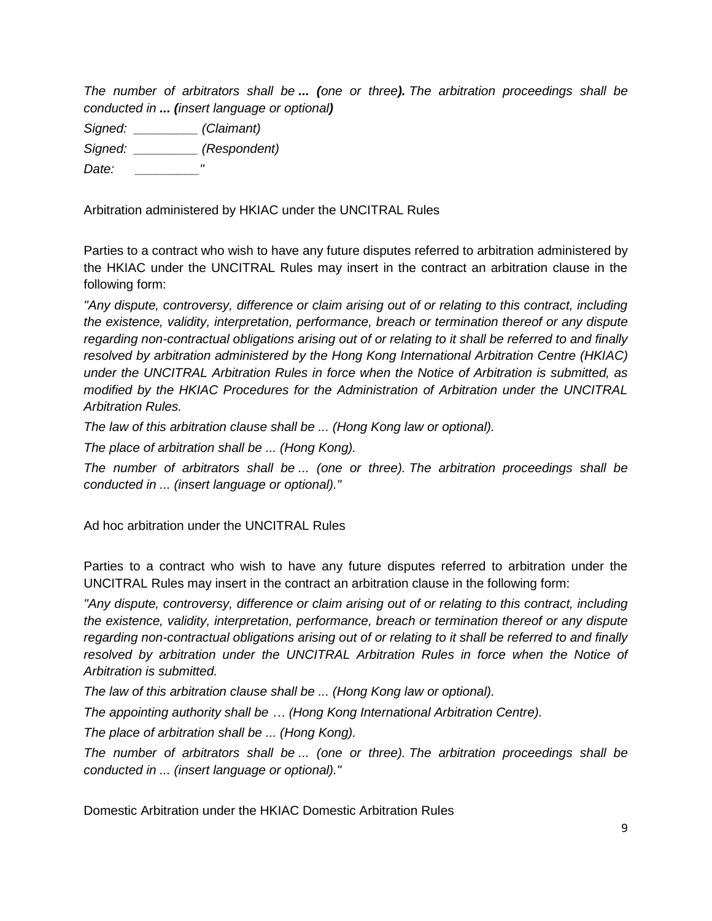*The number of arbitrators shall be* ***... (****one or three****).*** *The arbitration proceedings shall be conducted in* ***... (****insert language or optional****)***

*Signed: _________ (Claimant)*

*Signed: _________ (Respondent)*

*Date: _________"*

Arbitration administered by HKIAC under the UNCITRAL Rules

Parties to a contract who wish to have any future disputes referred to arbitration administered by the HKIAC under the UNCITRAL Rules may insert in the contract an arbitration clause in the following form:

*"Any dispute, controversy, difference or claim arising out of or relating to this contract, including the existence, validity, interpretation, performance, breach or termination thereof or any dispute regarding non-contractual obligations arising out of or relating to it shall be referred to and finally resolved by arbitration administered by the Hong Kong International Arbitration Centre (HKIAC) under the UNCITRAL Arbitration Rules in force when the Notice of Arbitration is submitted, as modified by the HKIAC Procedures for the Administration of Arbitration under the UNCITRAL Arbitration Rules.*

*The law of this arbitration clause shall be ... (Hong Kong law or optional).*

*The place of arbitration shall be ... (Hong Kong).*

*The number of arbitrators shall be ... (one or three). The arbitration proceedings shall be conducted in ... (insert language or optional)."*

Ad hoc arbitration under the UNCITRAL Rules

Parties to a contract who wish to have any future disputes referred to arbitration under the UNCITRAL Rules may insert in the contract an arbitration clause in the following form:

*"Any dispute, controversy, difference or claim arising out of or relating to this contract, including the existence, validity, interpretation, performance, breach or termination thereof or any dispute regarding non-contractual obligations arising out of or relating to it shall be referred to and finally resolved by arbitration under the UNCITRAL Arbitration Rules in force when the Notice of Arbitration is submitted.*

*The law of this arbitration clause shall be ... (Hong Kong law or optional).*

*The appointing authority shall be … (Hong Kong International Arbitration Centre).*

*The place of arbitration shall be ... (Hong Kong).*

*The number of arbitrators shall be ... (one or three). The arbitration proceedings shall be conducted in ... (insert language or optional)."*

Domestic Arbitration under the HKIAC Domestic Arbitration Rules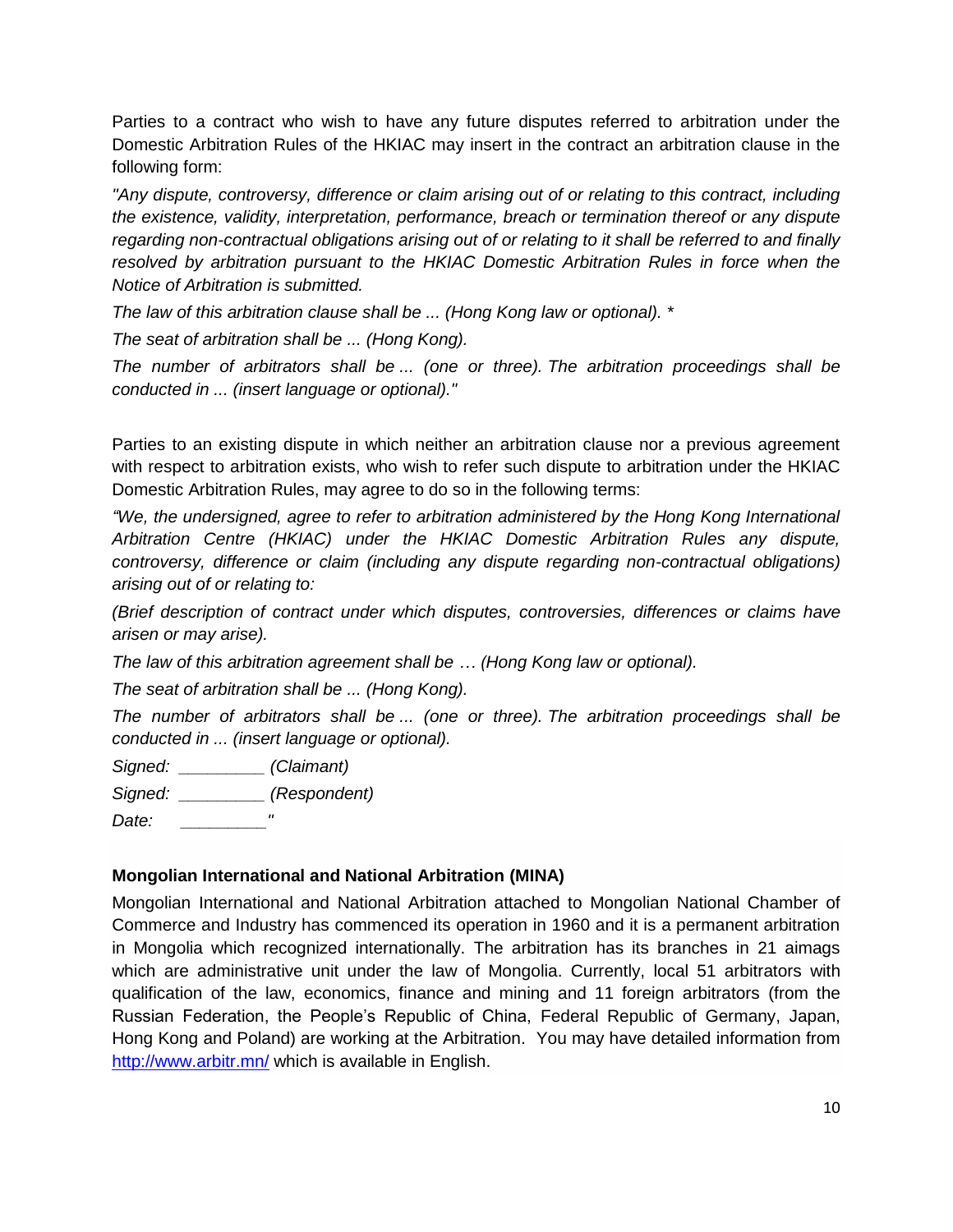Parties to a contract who wish to have any future disputes referred to arbitration under the Domestic Arbitration Rules of the HKIAC may insert in the contract an arbitration clause in the following form:

*"Any dispute, controversy, difference or claim arising out of or relating to this contract, including the existence, validity, interpretation, performance, breach or termination thereof or any dispute regarding non-contractual obligations arising out of or relating to it shall be referred to and finally resolved by arbitration pursuant to the HKIAC Domestic Arbitration Rules in force when the Notice of Arbitration is submitted.*

*The law of this arbitration clause shall be ... (Hong Kong law or optional). **

*The seat of arbitration shall be ... (Hong Kong).*

*The number of arbitrators shall be ... (one or three). The arbitration proceedings shall be conducted in ... (insert language or optional)."*

Parties to an existing dispute in which neither an arbitration clause nor a previous agreement with respect to arbitration exists, who wish to refer such dispute to arbitration under the HKIAC Domestic Arbitration Rules, may agree to do so in the following terms:

*"We, the undersigned, agree to refer to arbitration administered by the Hong Kong International Arbitration Centre (HKIAC) under the HKIAC Domestic Arbitration Rules any dispute, controversy, difference or claim (including any dispute regarding non-contractual obligations) arising out of or relating to:*

*(Brief description of contract under which disputes, controversies, differences or claims have arisen or may arise).*

*The law of this arbitration agreement shall be … (Hong Kong law or optional).*

*The seat of arbitration shall be ... (Hong Kong).*

*The number of arbitrators shall be ... (one or three). The arbitration proceedings shall be conducted in ... (insert language or optional).*

*Signed: _________ (Claimant)*

*Signed: _________ (Respondent)*

*Date: _________"*

**Mongolian International and National Arbitration (MINA)**

Mongolian International and National Arbitration attached to Mongolian National Chamber of Commerce and Industry has commenced its operation in 1960 and it is a permanent arbitration in Mongolia which recognized internationally. The arbitration has its branches in 21 aimags which are administrative unit under the law of Mongolia. Currently, local 51 arbitrators with qualification of the law, economics, finance and mining and 11 foreign arbitrators (from the Russian Federation, the People's Republic of China, Federal Republic of Germany, Japan, Hong Kong and Poland) are working at the Arbitration. You may have detailed information from [http://www.arbitr.mn/](http://www.arbitr.mn/) which is available in English.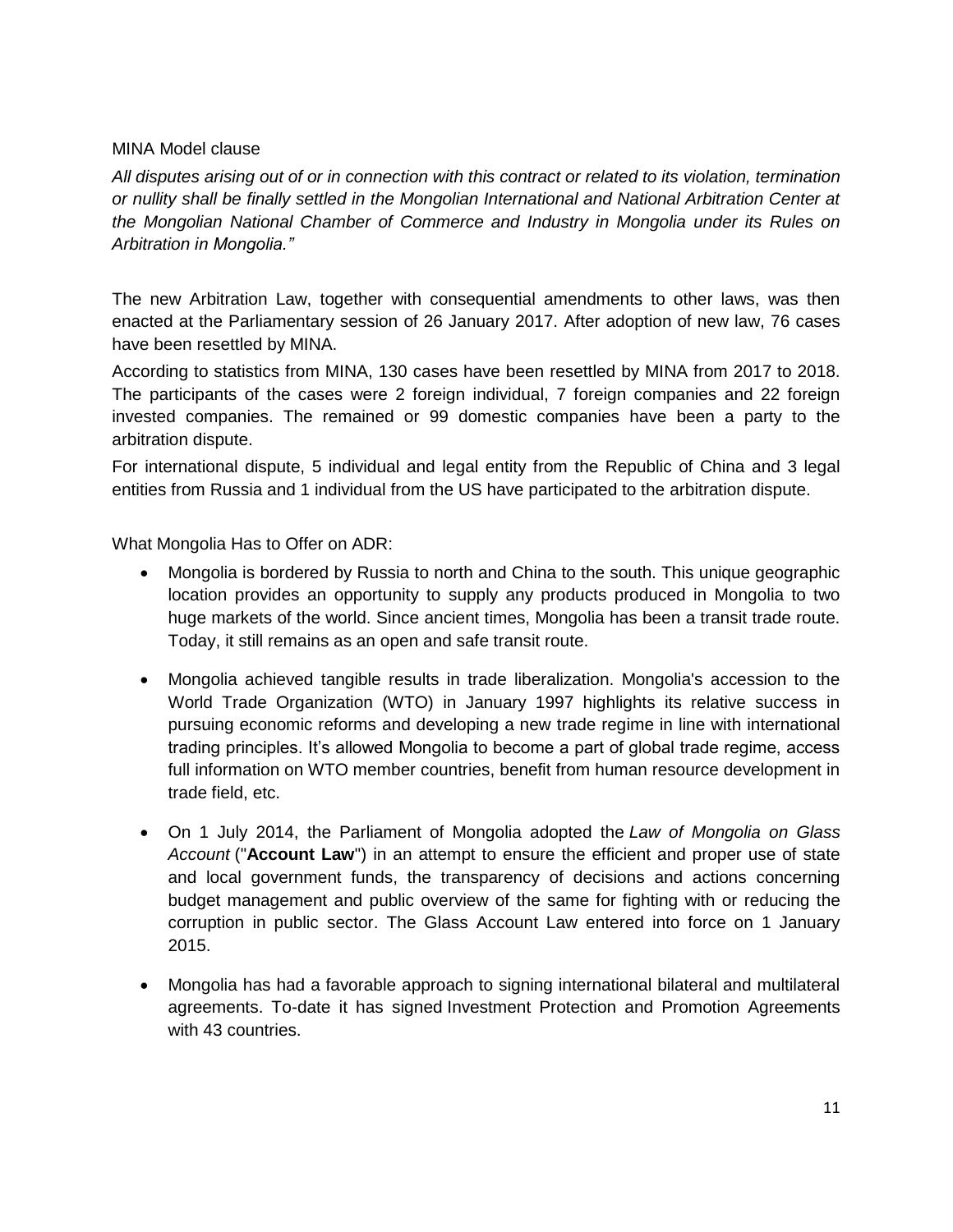MINA Model clause

*All disputes arising out of or in connection with this contract or related to its violation, termination or nullity shall be finally settled in the Mongolian International and National Arbitration Center at the Mongolian National Chamber of Commerce and Industry in Mongolia under its Rules on Arbitration in Mongolia."*

The new Arbitration Law, together with consequential amendments to other laws, was then enacted at the Parliamentary session of 26 January 2017. After adoption of new law, 76 cases have been resettled by MINA.

According to statistics from MINA, 130 cases have been resettled by MINA from 2017 to 2018. The participants of the cases were 2 foreign individual, 7 foreign companies and 22 foreign invested companies. The remained or 99 domestic companies have been a party to the arbitration dispute.

For international dispute, 5 individual and legal entity from the Republic of China and 3 legal entities from Russia and 1 individual from the US have participated to the arbitration dispute.

What Mongolia Has to Offer on ADR:

- Mongolia is bordered by Russia to north and China to the south. This unique geographic location provides an opportunity to supply any products produced in Mongolia to two huge markets of the world. Since ancient times, Mongolia has been a transit trade route. Today, it still remains as an open and safe transit route.
- Mongolia achieved tangible results in trade liberalization. Mongolia's accession to the World Trade Organization (WTO) in January 1997 highlights its relative success in pursuing economic reforms and developing a new trade regime in line with international trading principles. It's allowed Mongolia to become a part of global trade regime, access full information on WTO member countries, benefit from human resource development in trade field, etc.
- On 1 July 2014, the Parliament of Mongolia adopted the *Law of Mongolia on Glass Account* ("**Account Law**") in an attempt to ensure the efficient and proper use of state and local government funds, the transparency of decisions and actions concerning budget management and public overview of the same for fighting with or reducing the corruption in public sector. The Glass Account Law entered into force on 1 January 2015.
- Mongolia has had a favorable approach to signing international bilateral and multilateral agreements. To-date it has signed Investment Protection and Promotion Agreements with 43 countries.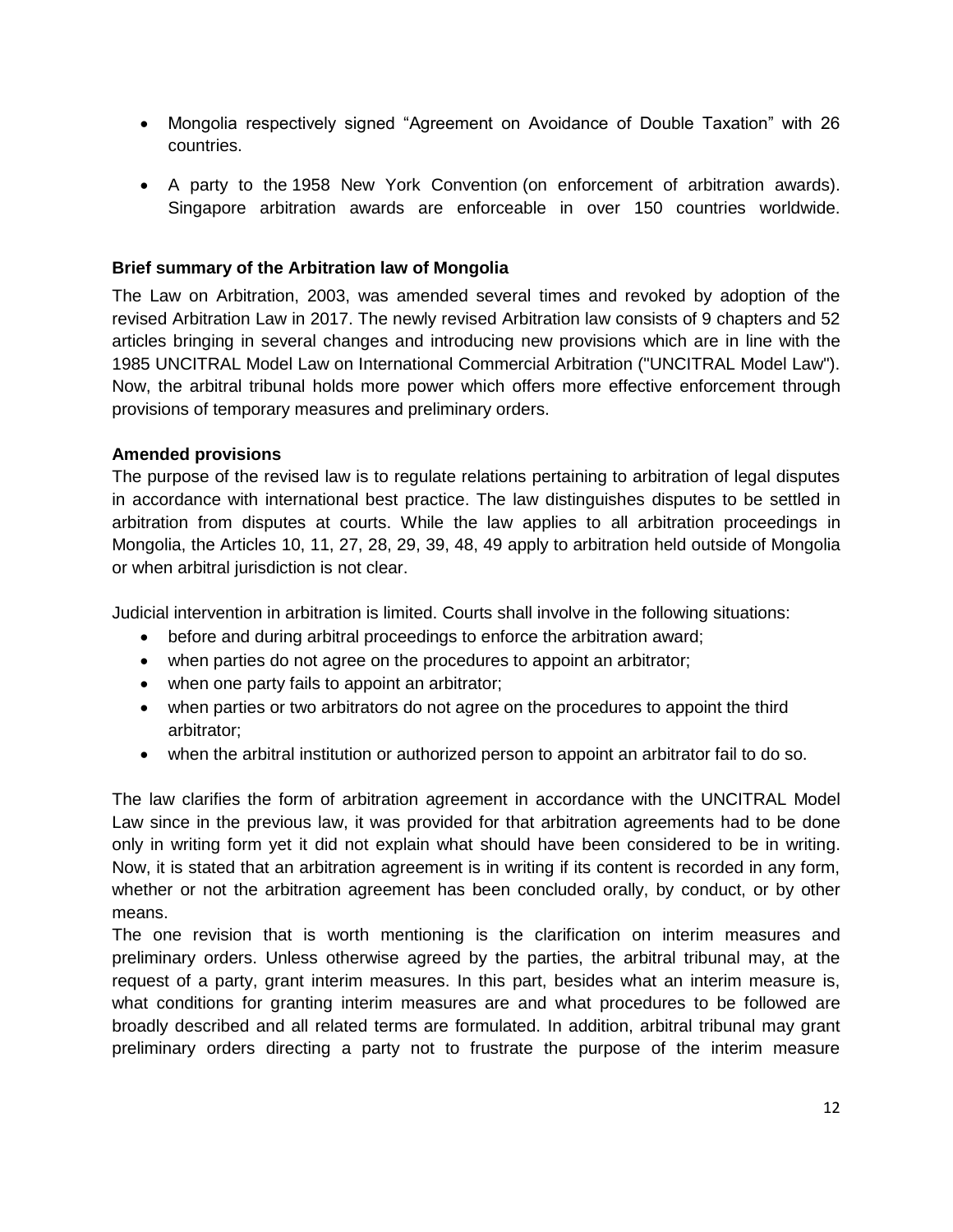- Mongolia respectively signed “Agreement on Avoidance of Double Taxation” with 26 countries.
- A party to the 1958 New York Convention (on enforcement of arbitration awards). Singapore arbitration awards are enforceable in over 150 countries worldwide.

**Brief summary of the Arbitration law of Mongolia**

The Law on Arbitration, 2003, was amended several times and revoked by adoption of the revised Arbitration Law in 2017. The newly revised Arbitration law consists of 9 chapters and 52 articles bringing in several changes and introducing new provisions which are in line with the 1985 UNCITRAL Model Law on International Commercial Arbitration ("UNCITRAL Model Law"). Now, the arbitral tribunal holds more power which offers more effective enforcement through provisions of temporary measures and preliminary orders.

**Amended provisions**

The purpose of the revised law is to regulate relations pertaining to arbitration of legal disputes in accordance with international best practice. The law distinguishes disputes to be settled in arbitration from disputes at courts. While the law applies to all arbitration proceedings in Mongolia, the Articles 10, 11, 27, 28, 29, 39, 48, 49 apply to arbitration held outside of Mongolia or when arbitral jurisdiction is not clear.

Judicial intervention in arbitration is limited. Courts shall involve in the following situations:

- before and during arbitral proceedings to enforce the arbitration award;
- when parties do not agree on the procedures to appoint an arbitrator;
- when one party fails to appoint an arbitrator;
- when parties or two arbitrators do not agree on the procedures to appoint the third arbitrator;
- when the arbitral institution or authorized person to appoint an arbitrator fail to do so.

The law clarifies the form of arbitration agreement in accordance with the UNCITRAL Model Law since in the previous law, it was provided for that arbitration agreements had to be done only in writing form yet it did not explain what should have been considered to be in writing. Now, it is stated that an arbitration agreement is in writing if its content is recorded in any form, whether or not the arbitration agreement has been concluded orally, by conduct, or by other means.

The one revision that is worth mentioning is the clarification on interim measures and preliminary orders. Unless otherwise agreed by the parties, the arbitral tribunal may, at the request of a party, grant interim measures. In this part, besides what an interim measure is, what conditions for granting interim measures are and what procedures to be followed are broadly described and all related terms are formulated. In addition, arbitral tribunal may grant preliminary orders directing a party not to frustrate the purpose of the interim measure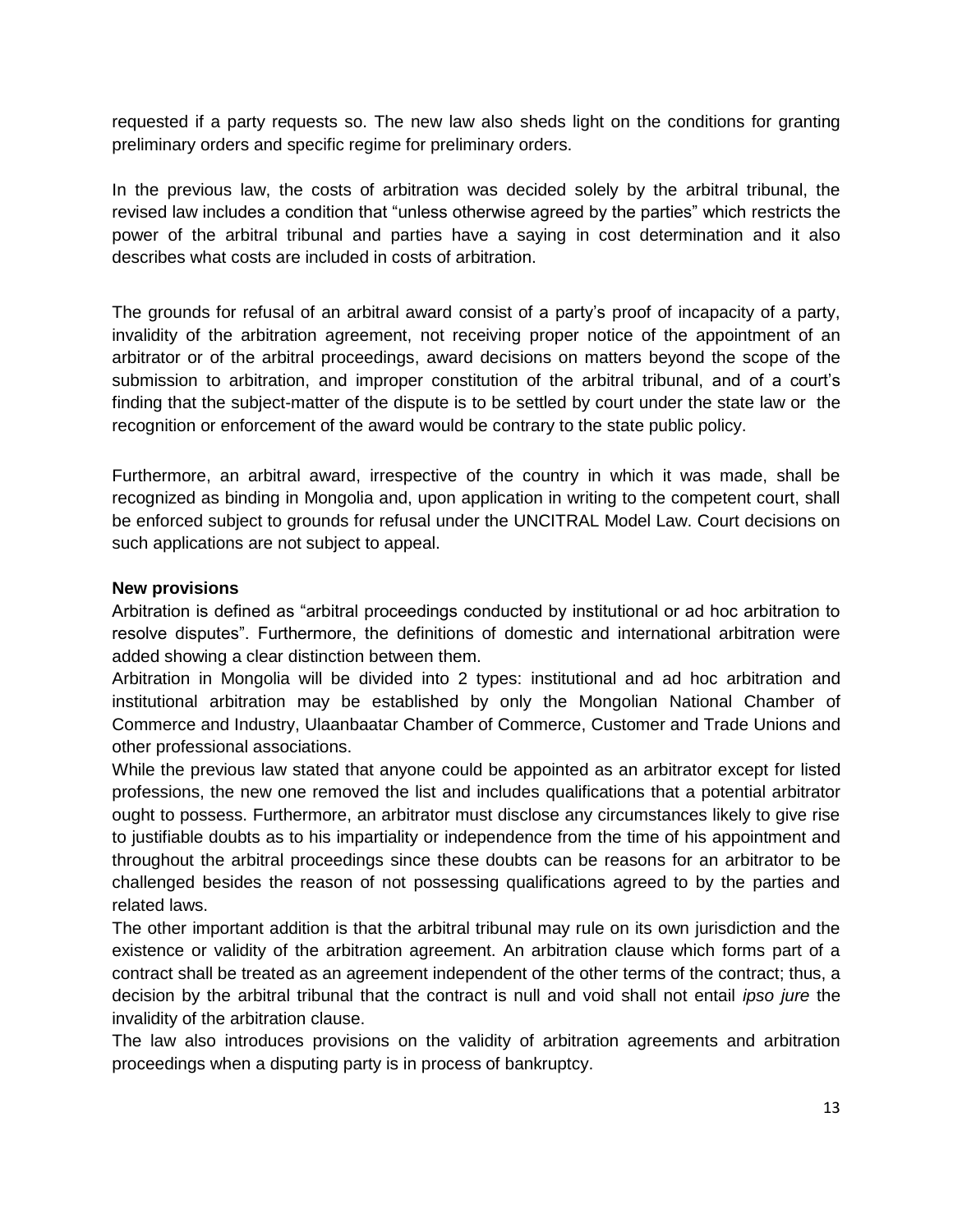requested if a party requests so. The new law also sheds light on the conditions for granting preliminary orders and specific regime for preliminary orders.

In the previous law, the costs of arbitration was decided solely by the arbitral tribunal, the revised law includes a condition that "unless otherwise agreed by the parties" which restricts the power of the arbitral tribunal and parties have a saying in cost determination and it also describes what costs are included in costs of arbitration.

The grounds for refusal of an arbitral award consist of a party's proof of incapacity of a party, invalidity of the arbitration agreement, not receiving proper notice of the appointment of an arbitrator or of the arbitral proceedings, award decisions on matters beyond the scope of the submission to arbitration, and improper constitution of the arbitral tribunal, and of a court's finding that the subject-matter of the dispute is to be settled by court under the state law or the recognition or enforcement of the award would be contrary to the state public policy.

Furthermore, an arbitral award, irrespective of the country in which it was made, shall be recognized as binding in Mongolia and, upon application in writing to the competent court, shall be enforced subject to grounds for refusal under the UNCITRAL Model Law. Court decisions on such applications are not subject to appeal.

**New provisions**

Arbitration is defined as "arbitral proceedings conducted by institutional or ad hoc arbitration to resolve disputes". Furthermore, the definitions of domestic and international arbitration were added showing a clear distinction between them.

Arbitration in Mongolia will be divided into 2 types: institutional and ad hoc arbitration and institutional arbitration may be established by only the Mongolian National Chamber of Commerce and Industry, Ulaanbaatar Chamber of Commerce, Customer and Trade Unions and other professional associations.

While the previous law stated that anyone could be appointed as an arbitrator except for listed professions, the new one removed the list and includes qualifications that a potential arbitrator ought to possess. Furthermore, an arbitrator must disclose any circumstances likely to give rise to justifiable doubts as to his impartiality or independence from the time of his appointment and throughout the arbitral proceedings since these doubts can be reasons for an arbitrator to be challenged besides the reason of not possessing qualifications agreed to by the parties and related laws.

The other important addition is that the arbitral tribunal may rule on its own jurisdiction and the existence or validity of the arbitration agreement. An arbitration clause which forms part of a contract shall be treated as an agreement independent of the other terms of the contract; thus, a decision by the arbitral tribunal that the contract is null and void shall not entail *ipso jure* the invalidity of the arbitration clause.

The law also introduces provisions on the validity of arbitration agreements and arbitration proceedings when a disputing party is in process of bankruptcy.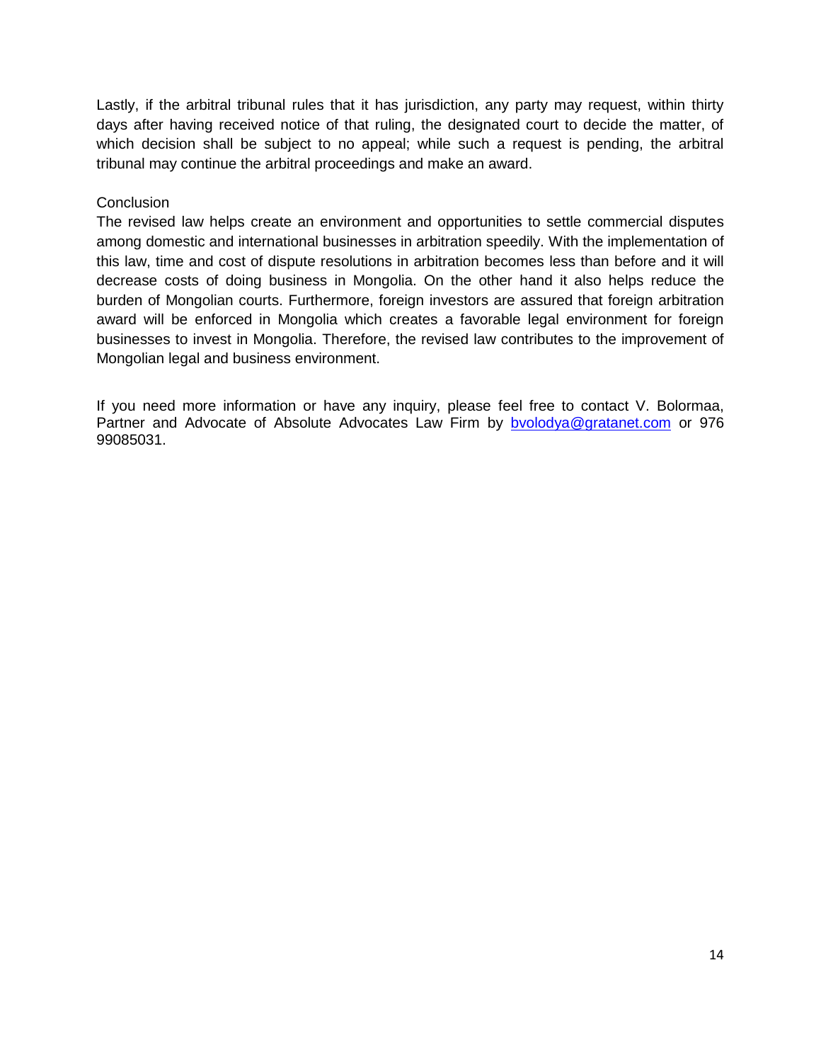Lastly, if the arbitral tribunal rules that it has jurisdiction, any party may request, within thirty days after having received notice of that ruling, the designated court to decide the matter, of which decision shall be subject to no appeal; while such a request is pending, the arbitral tribunal may continue the arbitral proceedings and make an award.

## Conclusion

The revised law helps create an environment and opportunities to settle commercial disputes among domestic and international businesses in arbitration speedily. With the implementation of this law, time and cost of dispute resolutions in arbitration becomes less than before and it will decrease costs of doing business in Mongolia. On the other hand it also helps reduce the burden of Mongolian courts. Furthermore, foreign investors are assured that foreign arbitration award will be enforced in Mongolia which creates a favorable legal environment for foreign businesses to invest in Mongolia. Therefore, the revised law contributes to the improvement of Mongolian legal and business environment.

If you need more information or have any inquiry, please feel free to contact V. Bolormaa, Partner and Advocate of Absolute Advocates Law Firm by bvolodya@gratanet.com or 976 99085031.